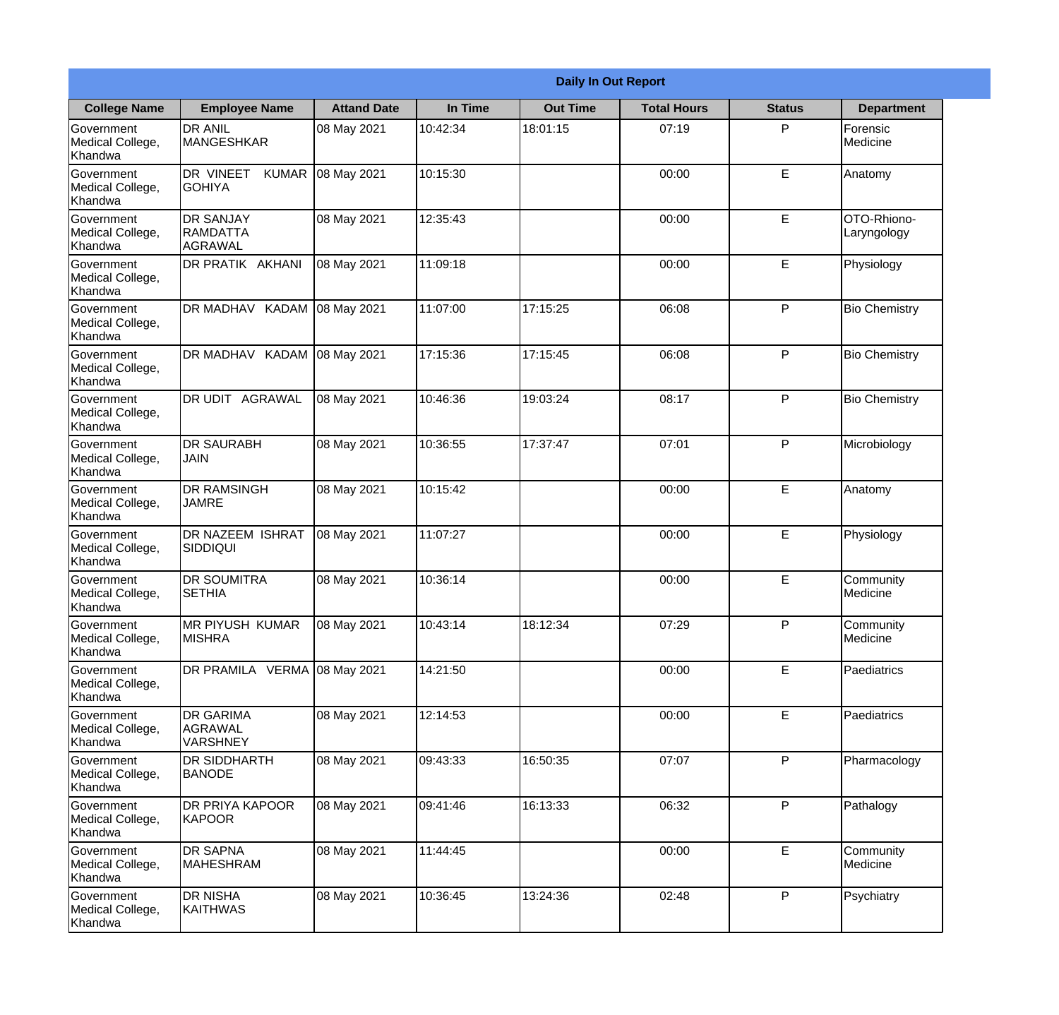| Daily In Out Report | | | | | | | |
|---|---|---|---|---|---|---|---|
| **College Name** | **Employee Name** | **Attand Date** | **In Time** | **Out Time** | **Total Hours** | **Status** | **Department** |
| Government Medical College, Khandwa | DR ANIL MANGESHKAR | 08 May 2021 | 10:42:34 | 18:01:15 | 07:19 | P | Forensic Medicine |
| Government Medical College, Khandwa | DR VINEET KUMAR GOHIYA | 08 May 2021 | 10:15:30 | | 00:00 | E | Anatomy |
| Government Medical College, Khandwa | DR SANJAY RAMDATTA AGRAWAL | 08 May 2021 | 12:35:43 | | 00:00 | E | OTO-Rhiono-Laryngology |
| Government Medical College, Khandwa | DR PRATIK AKHANI | 08 May 2021 | 11:09:18 | | 00:00 | E | Physiology |
| Government Medical College, Khandwa | DR MADHAV KADAM | 08 May 2021 | 11:07:00 | 17:15:25 | 06:08 | P | Bio Chemistry |
| Government Medical College, Khandwa | DR MADHAV KADAM | 08 May 2021 | 17:15:36 | 17:15:45 | 06:08 | P | Bio Chemistry |
| Government Medical College, Khandwa | DR UDIT AGRAWAL | 08 May 2021 | 10:46:36 | 19:03:24 | 08:17 | P | Bio Chemistry |
| Government Medical College, Khandwa | DR SAURABH JAIN | 08 May 2021 | 10:36:55 | 17:37:47 | 07:01 | P | Microbiology |
| Government Medical College, Khandwa | DR RAMSINGH JAMRE | 08 May 2021 | 10:15:42 | | 00:00 | E | Anatomy |
| Government Medical College, Khandwa | DR NAZEEM ISHRAT SIDDIQUI | 08 May 2021 | 11:07:27 | | 00:00 | E | Physiology |
| Government Medical College, Khandwa | DR SOUMITRA SETHIA | 08 May 2021 | 10:36:14 | | 00:00 | E | Community Medicine |
| Government Medical College, Khandwa | MR PIYUSH KUMAR MISHRA | 08 May 2021 | 10:43:14 | 18:12:34 | 07:29 | P | Community Medicine |
| Government Medical College, Khandwa | DR PRAMILA VERMA | 08 May 2021 | 14:21:50 | | 00:00 | E | Paediatrics |
| Government Medical College, Khandwa | DR GARIMA AGRAWAL VARSHNEY | 08 May 2021 | 12:14:53 | | 00:00 | E | Paediatrics |
| Government Medical College, Khandwa | DR SIDDHARTH BANODE | 08 May 2021 | 09:43:33 | 16:50:35 | 07:07 | P | Pharmacology |
| Government Medical College, Khandwa | DR PRIYA KAPOOR KAPOOR | 08 May 2021 | 09:41:46 | 16:13:33 | 06:32 | P | Pathalogy |
| Government Medical College, Khandwa | DR SAPNA MAHESHRAM | 08 May 2021 | 11:44:45 | | 00:00 | E | Community Medicine |
| Government Medical College, Khandwa | DR NISHA KAITHWAS | 08 May 2021 | 10:36:45 | 13:24:36 | 02:48 | P | Psychiatry |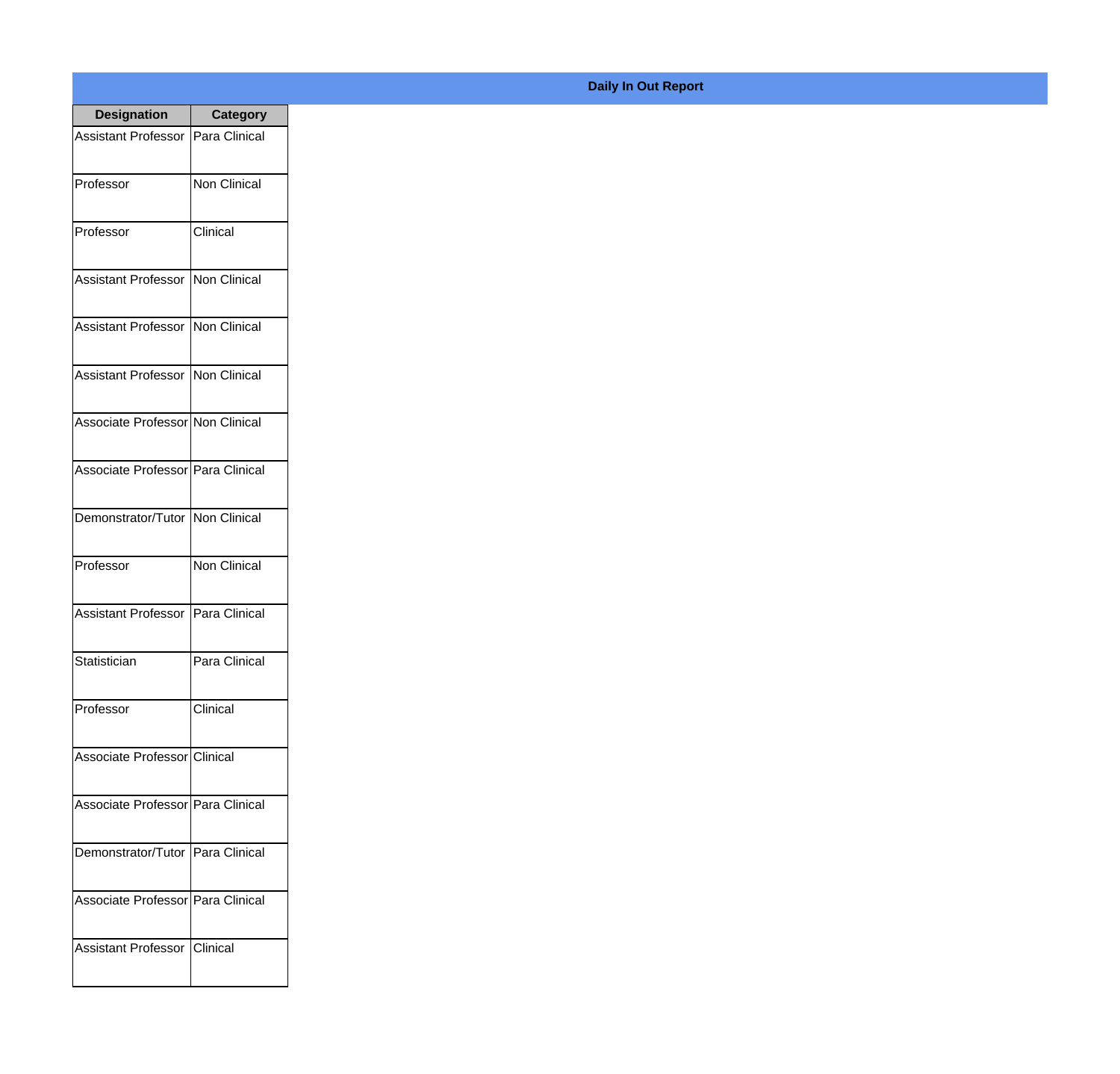**Daily In Out Report**

| Designation | Category |
|---|---|
| Assistant Professor | Para Clinical |
| Professor | Non Clinical |
| Professor | Clinical |
| Assistant Professor | Non Clinical |
| Assistant Professor | Non Clinical |
| Assistant Professor | Non Clinical |
| Associate Professor | Non Clinical |
| Associate Professor | Para Clinical |
| Demonstrator/Tutor | Non Clinical |
| Professor | Non Clinical |
| Assistant Professor | Para Clinical |
| Statistician | Para Clinical |
| Professor | Clinical |
| Associate Professor | Clinical |
| Associate Professor | Para Clinical |
| Demonstrator/Tutor | Para Clinical |
| Associate Professor | Para Clinical |
| Assistant Professor | Clinical |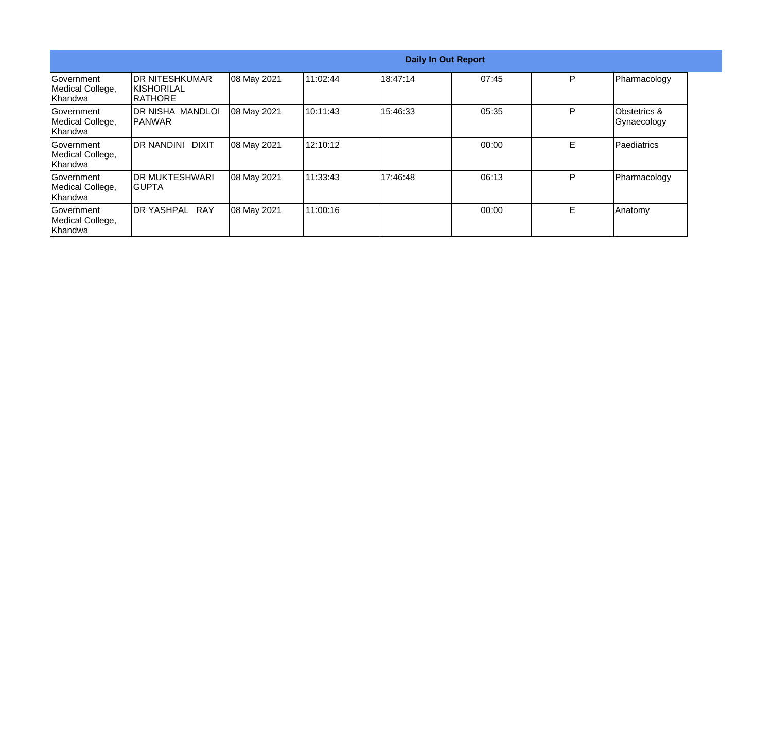| Daily In Out Report | | | | | | | |
|---|---|---|---|---|---|---|---|
| Government Medical College, Khandwa | DR NITESHKUMAR KISHORILAL RATHORE | 08 May 2021 | 11:02:44 | 18:47:14 | 07:45 | P | Pharmacology |
| Government Medical College, Khandwa | DR NISHA MANDLOI PANWAR | 08 May 2021 | 10:11:43 | 15:46:33 | 05:35 | P | Obstetrics & Gynaecology |
| Government Medical College, Khandwa | DR NANDINI DIXIT | 08 May 2021 | 12:10:12 | | 00:00 | E | Paediatrics |
| Government Medical College, Khandwa | DR MUKTESHWARI GUPTA | 08 May 2021 | 11:33:43 | 17:46:48 | 06:13 | P | Pharmacology |
| Government Medical College, Khandwa | DR YASHPAL RAY | 08 May 2021 | 11:00:16 | | 00:00 | E | Anatomy |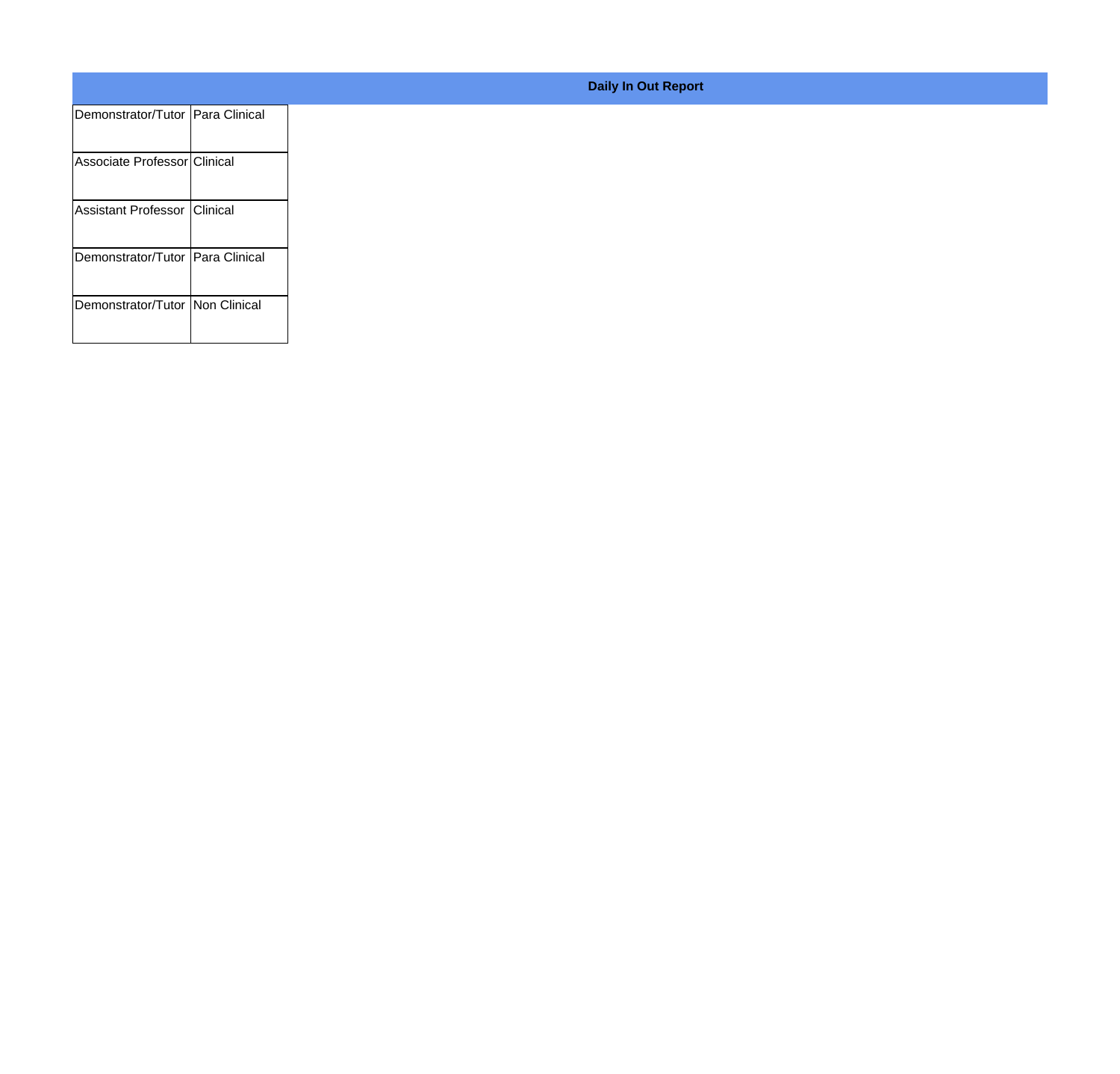**Daily In Out Report**

| | |
|---|---|
| Demonstrator/Tutor | Para Clinical |
| Associate Professor | Clinical |
| Assistant Professor | Clinical |
| Demonstrator/Tutor | Para Clinical |
| Demonstrator/Tutor | Non Clinical |